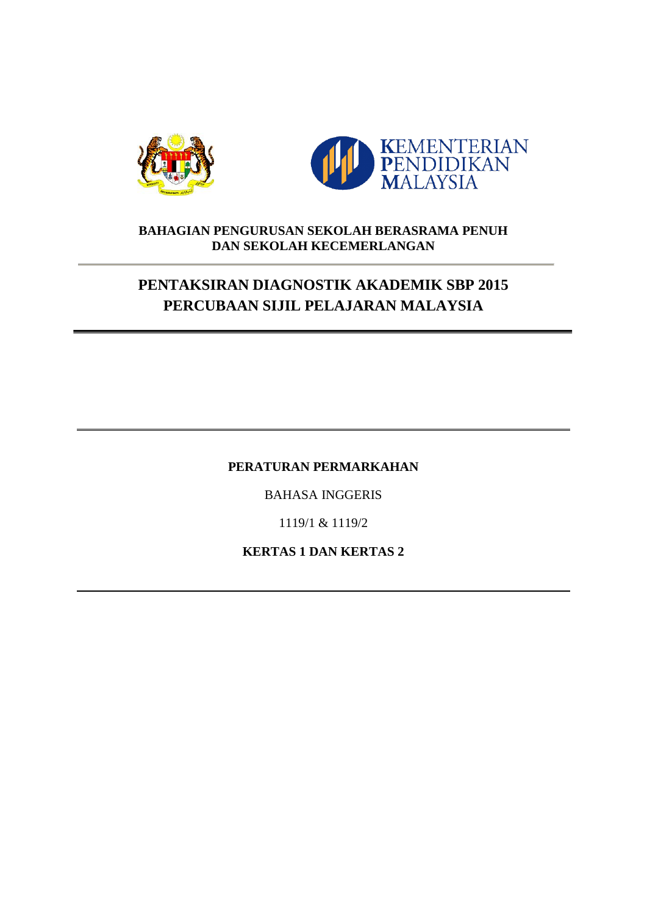KEMENTERIAN PENDIDIKAN MALAYSIA

**BAHAGIAN PENGURUSAN SEKOLAH BERASRAMA PENUH DAN SEKOLAH KECEMERLANGAN**

# PENTAKSIRAN DIAGNOSTIK AKADEMIK SBP 2015
# PERCUBAAN SIJIL PELAJARAN MALAYSIA

**PERATURAN PERMARKAHAN**

BAHASA INGGERIS

1119/1 & 1119/2

**KERTAS 1 DAN KERTAS 2**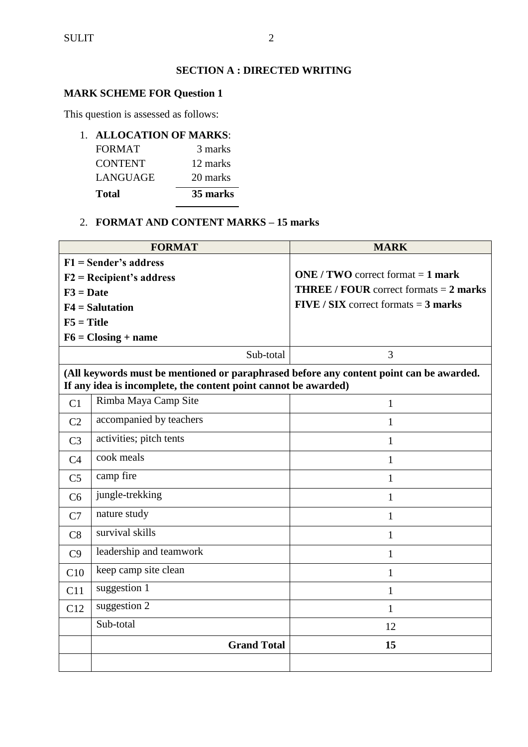## SECTION A : DIRECTED WRITING

**MARK SCHEME FOR Question 1**

This question is assessed as follows:

1. **ALLOCATION OF MARKS**:

| | |
|---|---|
| FORMAT | 3 marks |
| CONTENT | 12 marks |
| LANGUAGE | 20 marks |
| **Total** | **35 marks** |

2. **FORMAT AND CONTENT MARKS – 15 marks**

| **FORMAT** | | **MARK** |
|---|---|---|
| **F1 = Sender's address**<br>**F2 = Recipient's address**<br>**F3 = Date**<br>**F4 = Salutation**<br>**F5 = Title**<br>**F6 = Closing + name** | | **ONE / TWO** correct format = **1 mark**<br>**THREE / FOUR** correct formats = **2 marks**<br>**FIVE / SIX** correct formats = **3 marks** |
| | Sub-total | 3 |
| **(All keywords must be mentioned or paraphrased before any content point can be awarded. If any idea is incomplete, the content point cannot be awarded)** | | |
| C1 | Rimba Maya Camp Site | 1 |
| C2 | accompanied by teachers | 1 |
| C3 | activities; pitch tents | 1 |
| C4 | cook meals | 1 |
| C5 | camp fire | 1 |
| C6 | jungle-trekking | 1 |
| C7 | nature study | 1 |
| C8 | survival skills | 1 |
| C9 | leadership and teamwork | 1 |
| C10 | keep camp site clean | 1 |
| C11 | suggestion 1 | 1 |
| C12 | suggestion 2 | 1 |
| | Sub-total | 12 |
| | **Grand Total** | **15** |
| | | |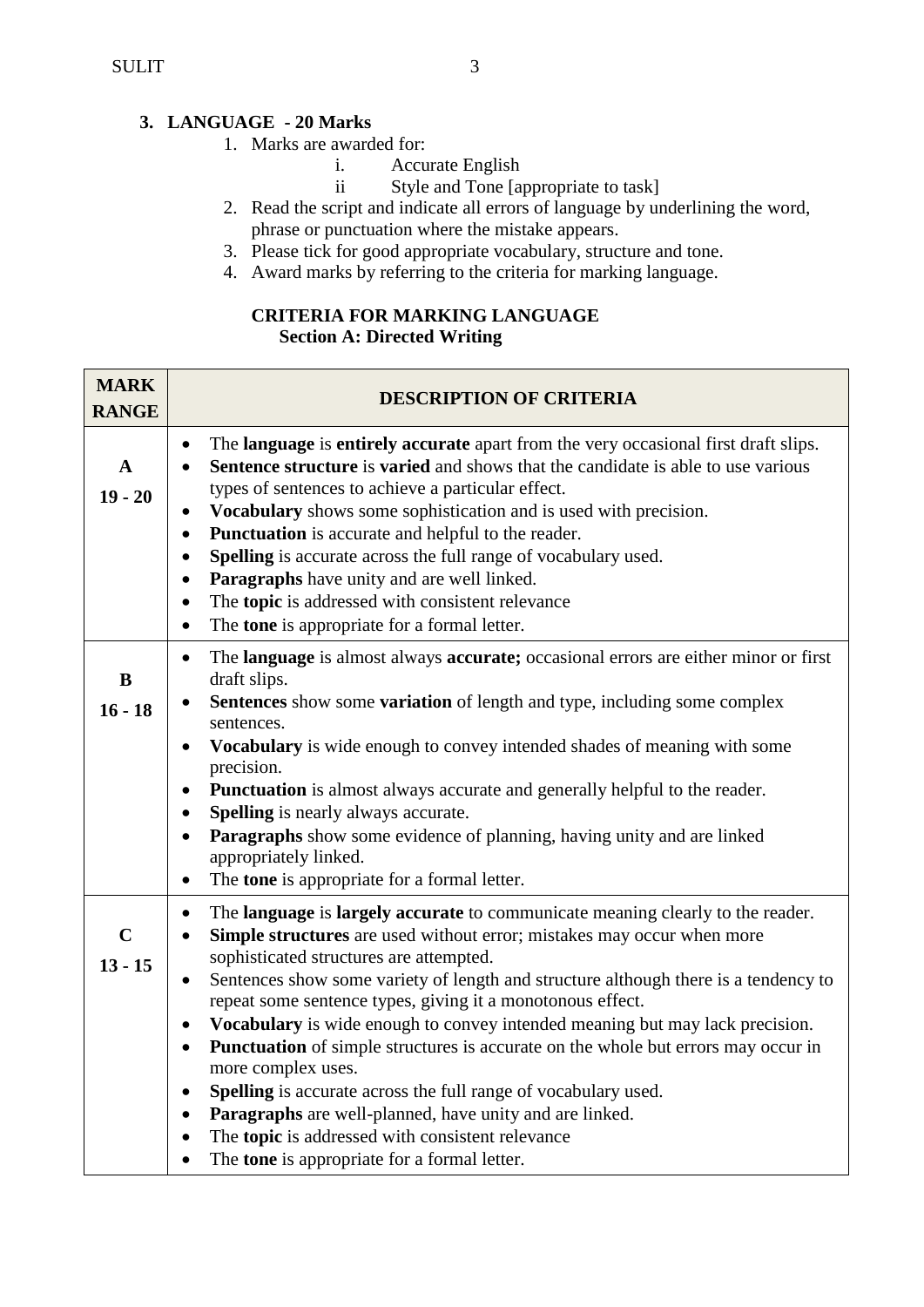## 3. LANGUAGE - 20 Marks

1. Marks are awarded for:
   - i. Accurate English
   - ii Style and Tone [appropriate to task]
2. Read the script and indicate all errors of language by underlining the word, phrase or punctuation where the mistake appears.
3. Please tick for good appropriate vocabulary, structure and tone.
4. Award marks by referring to the criteria for marking language.

### CRITERIA FOR MARKING LANGUAGE
### Section A: Directed Writing

| MARK RANGE | DESCRIPTION OF CRITERIA |
|---|---|
| **A** <br> **19 - 20** | • The **language** is **entirely accurate** apart from the very occasional first draft slips. <br> • **Sentence structure** is **varied** and shows that the candidate is able to use various types of sentences to achieve a particular effect. <br> • **Vocabulary** shows some sophistication and is used with precision. <br> • **Punctuation** is accurate and helpful to the reader. <br> • **Spelling** is accurate across the full range of vocabulary used. <br> • **Paragraphs** have unity and are well linked. <br> • The **topic** is addressed with consistent relevance <br> • The **tone** is appropriate for a formal letter. |
| **B** <br> **16 - 18** | • The **language** is almost always **accurate;** occasional errors are either minor or first draft slips. <br> • **Sentences** show some **variation** of length and type, including some complex sentences. <br> • **Vocabulary** is wide enough to convey intended shades of meaning with some precision. <br> • **Punctuation** is almost always accurate and generally helpful to the reader. <br> • **Spelling** is nearly always accurate. <br> • **Paragraphs** show some evidence of planning, having unity and are linked appropriately linked. <br> • The **tone** is appropriate for a formal letter. |
| **C** <br> **13 - 15** | • The **language** is **largely accurate** to communicate meaning clearly to the reader. <br> • **Simple structures** are used without error; mistakes may occur when more sophisticated structures are attempted. <br> • Sentences show some variety of length and structure although there is a tendency to repeat some sentence types, giving it a monotonous effect. <br> • **Vocabulary** is wide enough to convey intended meaning but may lack precision. <br> • **Punctuation** of simple structures is accurate on the whole but errors may occur in more complex uses. <br> • **Spelling** is accurate across the full range of vocabulary used. <br> • **Paragraphs** are well-planned, have unity and are linked. <br> • The **topic** is addressed with consistent relevance <br> • The **tone** is appropriate for a formal letter. |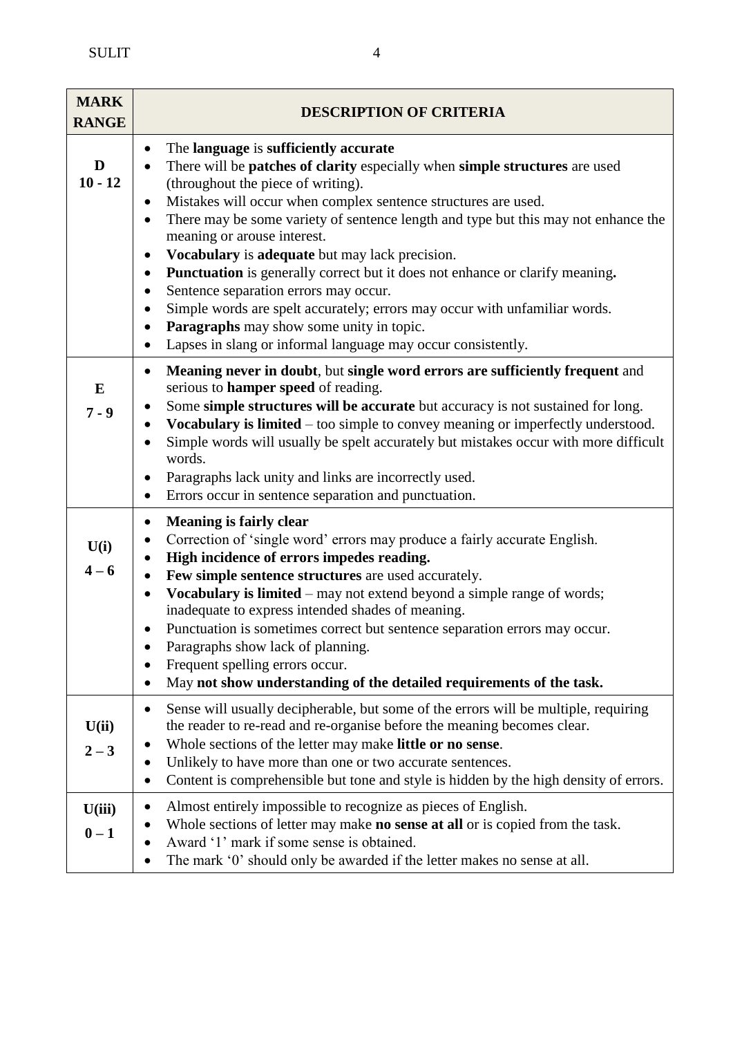| MARK RANGE | DESCRIPTION OF CRITERIA |
| --- | --- |
| **D** **10 - 12** | • The **language** is **sufficiently accurate** <br> • There will be **patches of clarity** especially when **simple structures** are used (throughout the piece of writing). <br> • Mistakes will occur when complex sentence structures are used. <br> • There may be some variety of sentence length and type but this may not enhance the meaning or arouse interest. <br> • **Vocabulary** is **adequate** but may lack precision. <br> • **Punctuation** is generally correct but it does not enhance or clarify meaning**.** <br> • Sentence separation errors may occur. <br> • Simple words are spelt accurately; errors may occur with unfamiliar words. <br> • **Paragraphs** may show some unity in topic. <br> • Lapses in slang or informal language may occur consistently. |
| **E** **7 - 9** | • **Meaning never in doubt**, but **single word errors are sufficiently frequent** and serious to **hamper speed** of reading. <br> • Some **simple structures will be accurate** but accuracy is not sustained for long. <br> • **Vocabulary is limited** – too simple to convey meaning or imperfectly understood. <br> • Simple words will usually be spelt accurately but mistakes occur with more difficult words. <br> • Paragraphs lack unity and links are incorrectly used. <br> • Errors occur in sentence separation and punctuation. |
| **U(i)** **4 – 6** | • **Meaning is fairly clear** <br> • Correction of 'single word' errors may produce a fairly accurate English. <br> • **High incidence of errors impedes reading.** <br> • **Few simple sentence structures** are used accurately. <br> • **Vocabulary is limited** – may not extend beyond a simple range of words; inadequate to express intended shades of meaning. <br> • Punctuation is sometimes correct but sentence separation errors may occur. <br> • Paragraphs show lack of planning. <br> • Frequent spelling errors occur. <br> • May **not show understanding of the detailed requirements of the task.** |
| **U(ii)** **2 – 3** | • Sense will usually decipherable, but some of the errors will be multiple, requiring the reader to re-read and re-organise before the meaning becomes clear. <br> • Whole sections of the letter may make **little or no sense**. <br> • Unlikely to have more than one or two accurate sentences. <br> • Content is comprehensible but tone and style is hidden by the high density of errors. |
| **U(iii)** **0 – 1** | • Almost entirely impossible to recognize as pieces of English. <br> • Whole sections of letter may make **no sense at all** or is copied from the task. <br> • Award '1' mark if some sense is obtained. <br> • The mark '0' should only be awarded if the letter makes no sense at all. |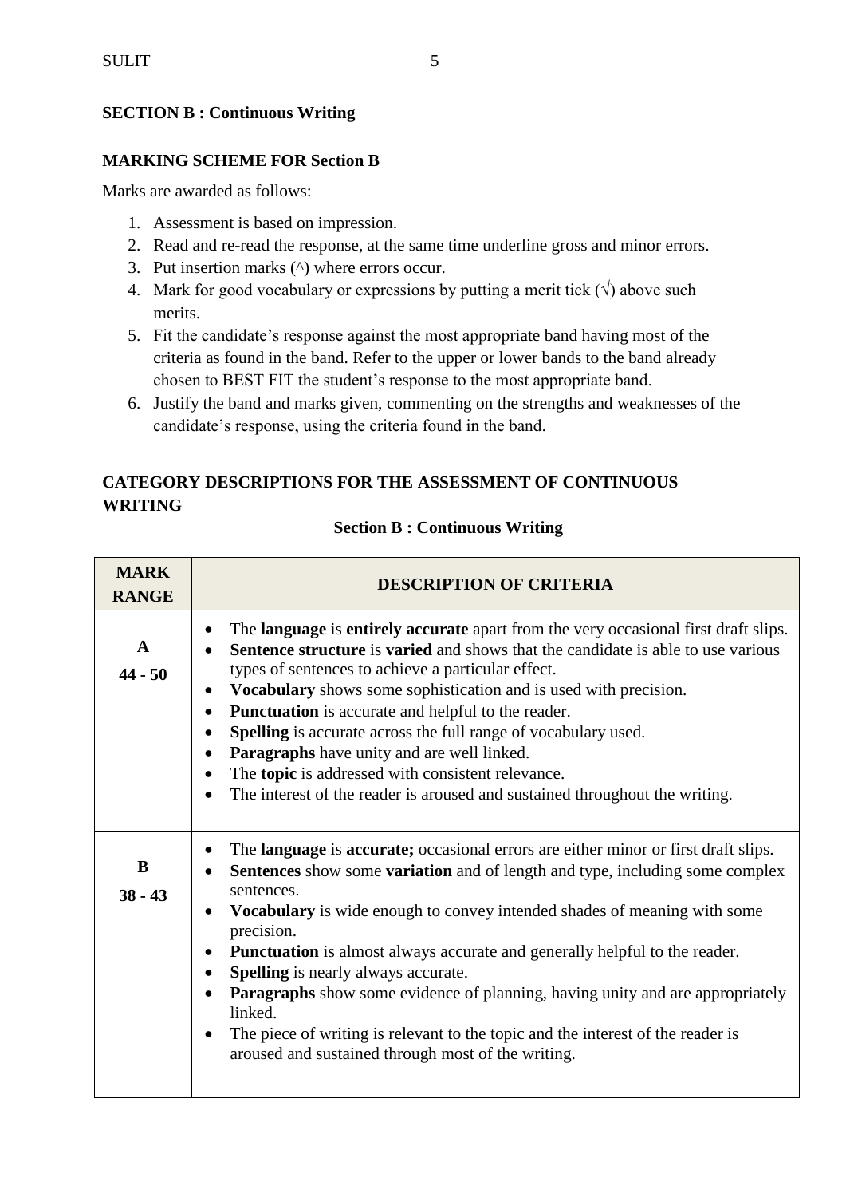**SECTION B : Continuous Writing**

**MARKING SCHEME FOR Section B**

Marks are awarded as follows:

1. Assessment is based on impression.
2. Read and re-read the response, at the same time underline gross and minor errors.
3. Put insertion marks (^) where errors occur.
4. Mark for good vocabulary or expressions by putting a merit tick (√) above such merits.
5. Fit the candidate's response against the most appropriate band having most of the criteria as found in the band. Refer to the upper or lower bands to the band already chosen to BEST FIT the student's response to the most appropriate band.
6. Justify the band and marks given, commenting on the strengths and weaknesses of the candidate's response, using the criteria found in the band.

**CATEGORY DESCRIPTIONS FOR THE ASSESSMENT OF CONTINUOUS WRITING**

**Section B : Continuous Writing**

| MARK RANGE | DESCRIPTION OF CRITERIA |
|---|---|
| **A** **44 - 50** | • The **language** is **entirely accurate** apart from the very occasional first draft slips.<br>• **Sentence structure** is **varied** and shows that the candidate is able to use various types of sentences to achieve a particular effect.<br>• **Vocabulary** shows some sophistication and is used with precision.<br>• **Punctuation** is accurate and helpful to the reader.<br>• **Spelling** is accurate across the full range of vocabulary used.<br>• **Paragraphs** have unity and are well linked.<br>• The **topic** is addressed with consistent relevance.<br>• The interest of the reader is aroused and sustained throughout the writing. |
| **B** **38 - 43** | • The **language** is **accurate;** occasional errors are either minor or first draft slips.<br>• **Sentences** show some **variation** and of length and type, including some complex sentences.<br>• **Vocabulary** is wide enough to convey intended shades of meaning with some precision.<br>• **Punctuation** is almost always accurate and generally helpful to the reader.<br>• **Spelling** is nearly always accurate.<br>• **Paragraphs** show some evidence of planning, having unity and are appropriately linked.<br>• The piece of writing is relevant to the topic and the interest of the reader is aroused and sustained through most of the writing. |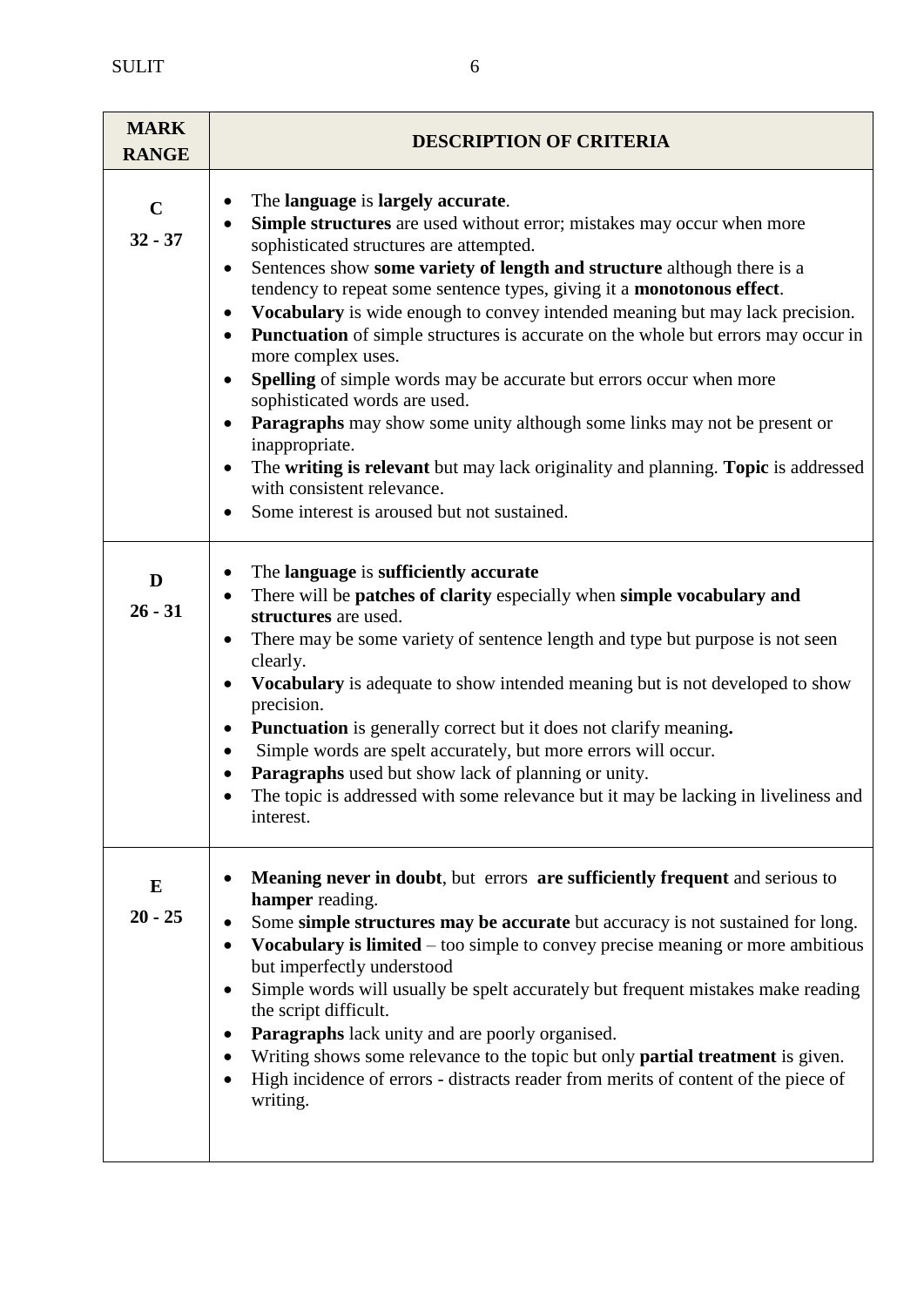| MARK RANGE | DESCRIPTION OF CRITERIA |
|---|---|
| **C**<br>**32 - 37** | • The **language** is **largely accurate**.<br>• **Simple structures** are used without error; mistakes may occur when more sophisticated structures are attempted.<br>• Sentences show **some variety of length and structure** although there is a tendency to repeat some sentence types, giving it a **monotonous effect**.<br>• **Vocabulary** is wide enough to convey intended meaning but may lack precision.<br>• **Punctuation** of simple structures is accurate on the whole but errors may occur in more complex uses.<br>• **Spelling** of simple words may be accurate but errors occur when more sophisticated words are used.<br>• **Paragraphs** may show some unity although some links may not be present or inappropriate.<br>• The **writing is relevant** but may lack originality and planning. **Topic** is addressed with consistent relevance.<br>• Some interest is aroused but not sustained. |
| **D**<br>**26 - 31** | • The **language** is **sufficiently accurate**<br>• There will be **patches of clarity** especially when **simple vocabulary and structures** are used.<br>• There may be some variety of sentence length and type but purpose is not seen clearly.<br>• **Vocabulary** is adequate to show intended meaning but is not developed to show precision.<br>• **Punctuation** is generally correct but it does not clarify meaning**.**<br>• Simple words are spelt accurately, but more errors will occur.<br>• **Paragraphs** used but show lack of planning or unity.<br>• The topic is addressed with some relevance but it may be lacking in liveliness and interest. |
| **E**<br>**20 - 25** | • **Meaning never in doubt**, but errors **are sufficiently frequent** and serious to **hamper** reading.<br>• Some **simple structures may be accurate** but accuracy is not sustained for long.<br>• **Vocabulary is limited** – too simple to convey precise meaning or more ambitious but imperfectly understood<br>• Simple words will usually be spelt accurately but frequent mistakes make reading the script difficult.<br>• **Paragraphs** lack unity and are poorly organised.<br>• Writing shows some relevance to the topic but only **partial treatment** is given.<br>• High incidence of errors - distracts reader from merits of content of the piece of writing. |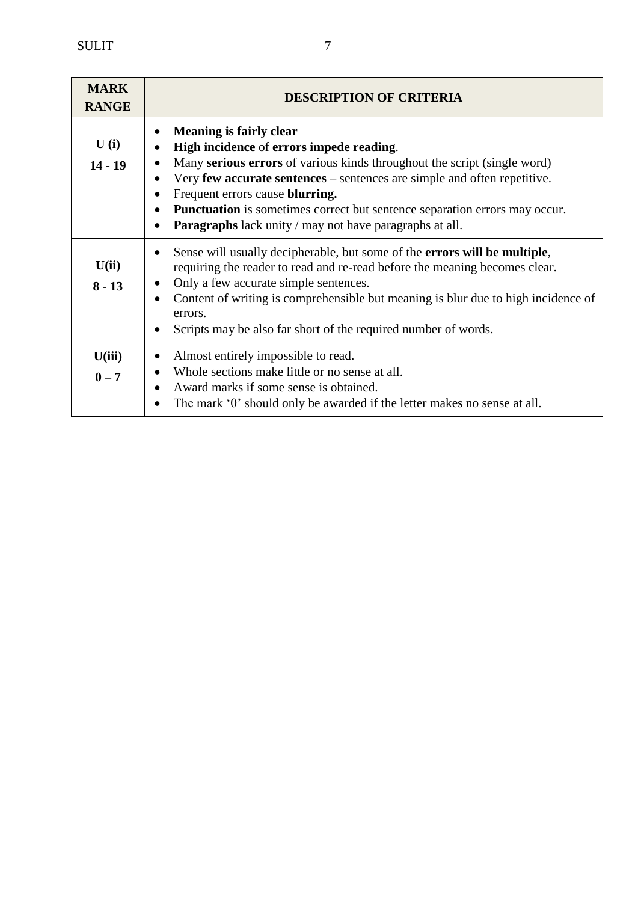| MARK RANGE | DESCRIPTION OF CRITERIA |
| --- | --- |
| **U (i)**<br>**14 - 19** | • **Meaning is fairly clear**<br>• **High incidence** of **errors impede reading**.<br>• Many **serious errors** of various kinds throughout the script (single word)<br>• Very **few accurate sentences** – sentences are simple and often repetitive.<br>• Frequent errors cause **blurring.**<br>• **Punctuation** is sometimes correct but sentence separation errors may occur.<br>• **Paragraphs** lack unity / may not have paragraphs at all. |
| **U(ii)**<br>**8 - 13** | • Sense will usually decipherable, but some of the **errors will be multiple**, requiring the reader to read and re-read before the meaning becomes clear.<br>• Only a few accurate simple sentences.<br>• Content of writing is comprehensible but meaning is blur due to high incidence of errors.<br>• Scripts may be also far short of the required number of words. |
| **U(iii)**<br>**0 – 7** | • Almost entirely impossible to read.<br>• Whole sections make little or no sense at all.<br>• Award marks if some sense is obtained.<br>• The mark '0' should only be awarded if the letter makes no sense at all. |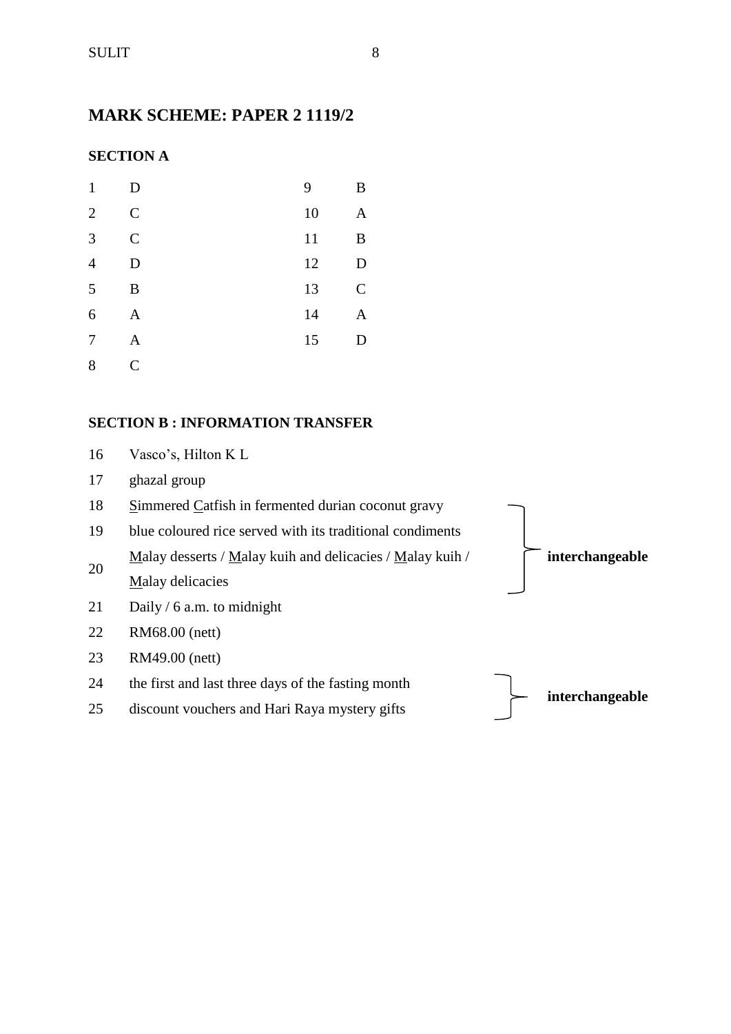## MARK SCHEME: PAPER 2 1119/2

### SECTION A

| | | | |
|---|---|---|---|
| 1 | D | 9 | B |
| 2 | C | 10 | A |
| 3 | C | 11 | B |
| 4 | D | 12 | D |
| 5 | B | 13 | C |
| 6 | A | 14 | A |
| 7 | A | 15 | D |
| 8 | C | | |

### SECTION B : INFORMATION TRANSFER

| | | |
|---|---|---|
| 16 | Vasco's, Hilton K L | |
| 17 | ghazal group | |
| 18 | <u>S</u>immered <u>C</u>atfish in fermented durian coconut gravy | **interchangeable** (18–20) |
| 19 | blue coloured rice served with its traditional condiments | |
| 20 | <u>M</u>alay desserts / <u>M</u>alay kuih and delicacies / <u>M</u>alay kuih / <u>M</u>alay delicacies | |
| 21 | Daily / 6 a.m. to midnight | |
| 22 | RM68.00 (nett) | |
| 23 | RM49.00 (nett) | |
| 24 | the first and last three days of the fasting month | **interchangeable** (24–25) |
| 25 | discount vouchers and Hari Raya mystery gifts | |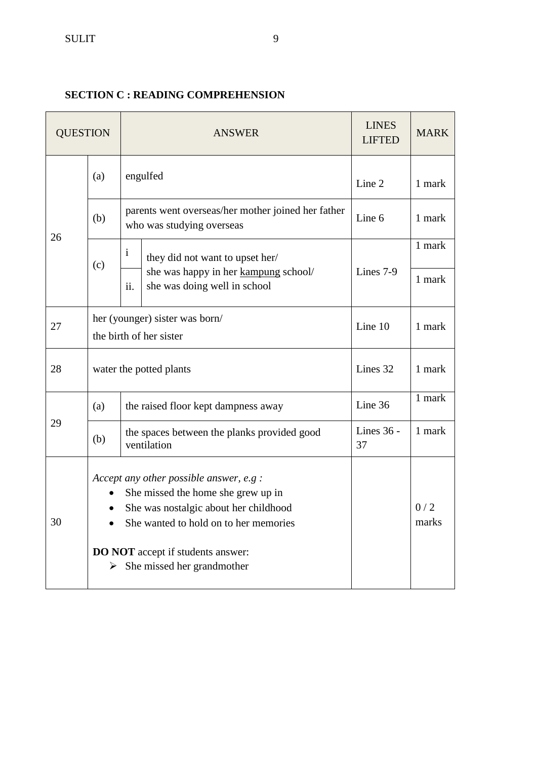**SECTION C : READING COMPREHENSION**

| QUESTION | | | ANSWER | LINES LIFTED | MARK |
|---|---|---|---|---|---|
| 26 | (a) | | engulfed | Line 2 | 1 mark |
| | (b) | | parents went overseas/her mother joined her father who was studying overseas | Line 6 | 1 mark |
| | (c) | i | they did not want to upset her/ she was happy in her <u>kampung</u> school/ she was doing well in school | Lines 7-9 | 1 mark |
| | | ii. | | | 1 mark |
| 27 | her (younger) sister was born/ the birth of her sister | | | Line 10 | 1 mark |
| 28 | water the potted plants | | | Lines 32 | 1 mark |
| 29 | (a) | | the raised floor kept dampness away | Line 36 | 1 mark |
| | (b) | | the spaces between the planks provided good ventilation | Lines 36 - 37 | 1 mark |
| 30 | *Accept any other possible answer, e.g :*<br>• She missed the home she grew up in<br>• She was nostalgic about her childhood<br>• She wanted to hold on to her memories<br><br>**DO NOT** accept if students answer:<br>➢ She missed her grandmother | | | | 0 / 2 marks |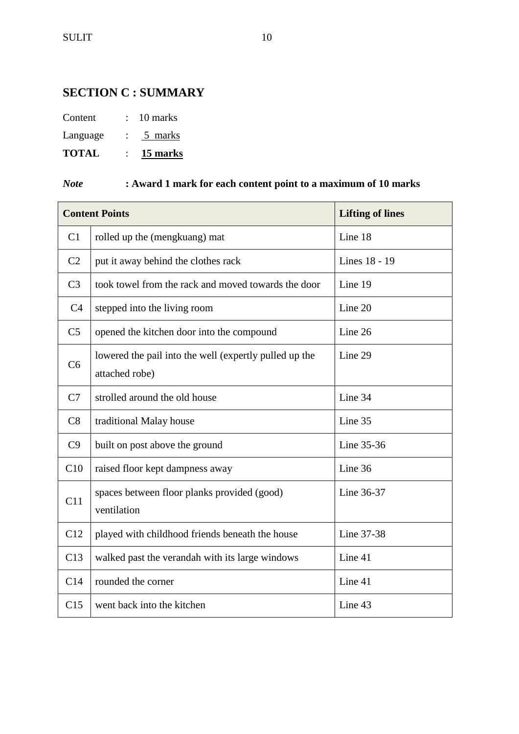## SECTION C : SUMMARY

Content : 10 marks

Language : 5 marks

**TOTAL : 15 marks**

***Note*** **: Award 1 mark for each content point to a maximum of 10 marks**

| Content Points | | Lifting of lines |
|---|---|---|
| C1 | rolled up the (mengkuang) mat | Line 18 |
| C2 | put it away behind the clothes rack | Lines 18 - 19 |
| C3 | took towel from the rack and moved towards the door | Line 19 |
| C4 | stepped into the living room | Line 20 |
| C5 | opened the kitchen door into the compound | Line 26 |
| C6 | lowered the pail into the well (expertly pulled up the attached robe) | Line 29 |
| C7 | strolled around the old house | Line 34 |
| C8 | traditional Malay house | Line 35 |
| C9 | built on post above the ground | Line 35-36 |
| C10 | raised floor kept dampness away | Line 36 |
| C11 | spaces between floor planks provided (good) ventilation | Line 36-37 |
| C12 | played with childhood friends beneath the house | Line 37-38 |
| C13 | walked past the verandah with its large windows | Line 41 |
| C14 | rounded the corner | Line 41 |
| C15 | went back into the kitchen | Line 43 |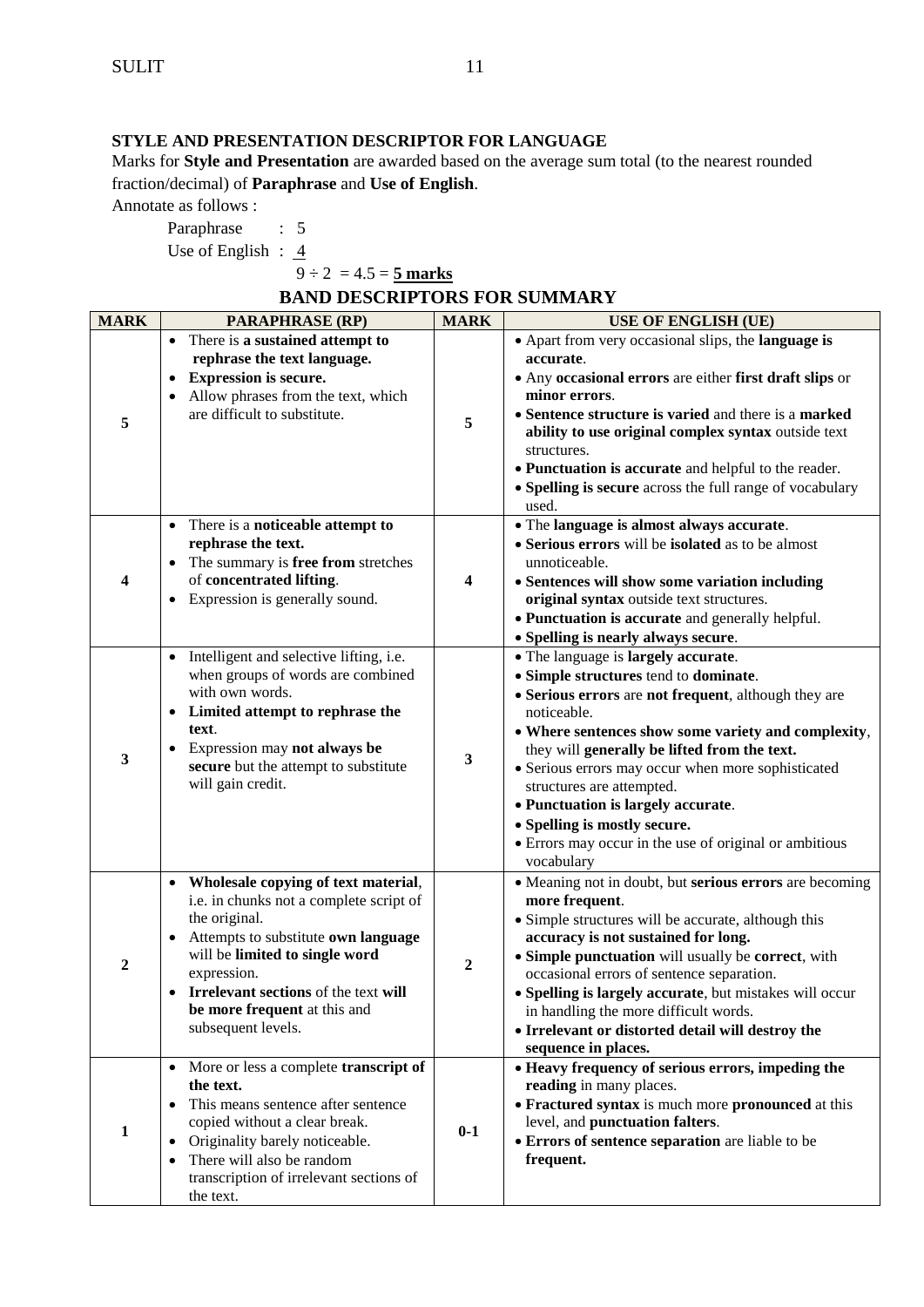## STYLE AND PRESENTATION DESCRIPTOR FOR LANGUAGE

Marks for **Style and Presentation** are awarded based on the average sum total (to the nearest rounded fraction/decimal) of **Paraphrase** and **Use of English**.

Annotate as follows :

Paraphrase : 5
Use of English : 4

$9 \div 2 = 4.5 =$ **5 marks**

## BAND DESCRIPTORS FOR SUMMARY

| MARK | PARAPHRASE (RP) | MARK | USE OF ENGLISH (UE) |
|---|---|---|---|
| 5 | • There is **a sustained attempt to rephrase the text language.**<br>• **Expression is secure.**<br>• Allow phrases from the text, which are difficult to substitute. | 5 | • Apart from very occasional slips, the **language is accurate**.<br>• Any **occasional errors** are either **first draft slips** or **minor errors**.<br>• **Sentence structure is varied** and there is a **marked ability to use original complex syntax** outside text structures.<br>• **Punctuation is accurate** and helpful to the reader.<br>• **Spelling is secure** across the full range of vocabulary used. |
| 4 | • There is a **noticeable attempt to rephrase the text.**<br>• The summary is **free from** stretches of **concentrated lifting**.<br>• Expression is generally sound. | 4 | • The **language is almost always accurate**.<br>• **Serious errors** will be **isolated** as to be almost unnoticeable.<br>• **Sentences will show some variation including original syntax** outside text structures.<br>• **Punctuation is accurate** and generally helpful.<br>• **Spelling is nearly always secure**. |
| 3 | • Intelligent and selective lifting, i.e. when groups of words are combined with own words.<br>• **Limited attempt to rephrase the text**.<br>• Expression may **not always be secure** but the attempt to substitute will gain credit. | 3 | • The language is **largely accurate**.<br>• **Simple structures** tend to **dominate**.<br>• **Serious errors** are **not frequent**, although they are noticeable.<br>• **Where sentences show some variety and complexity**, they will **generally be lifted from the text.**<br>• Serious errors may occur when more sophisticated structures are attempted.<br>• **Punctuation is largely accurate**.<br>• **Spelling is mostly secure.**<br>• Errors may occur in the use of original or ambitious vocabulary |
| 2 | • **Wholesale copying of text material**, i.e. in chunks not a complete script of the original.<br>• Attempts to substitute **own language** will be **limited to single word** expression.<br>• **Irrelevant sections** of the text **will be more frequent** at this and subsequent levels. | 2 | • Meaning not in doubt, but **serious errors** are becoming **more frequent**.<br>• Simple structures will be accurate, although this **accuracy is not sustained for long.**<br>• **Simple punctuation** will usually be **correct**, with occasional errors of sentence separation.<br>• **Spelling is largely accurate**, but mistakes will occur in handling the more difficult words.<br>• **Irrelevant or distorted detail will destroy the sequence in places.** |
| 1 | • More or less a complete **transcript of the text.**<br>• This means sentence after sentence copied without a clear break.<br>• Originality barely noticeable.<br>• There will also be random transcription of irrelevant sections of the text. | 0-1 | • **Heavy frequency of serious errors, impeding the reading** in many places.<br>• **Fractured syntax** is much more **pronounced** at this level, and **punctuation falters**.<br>• **Errors of sentence separation** are liable to be **frequent.** |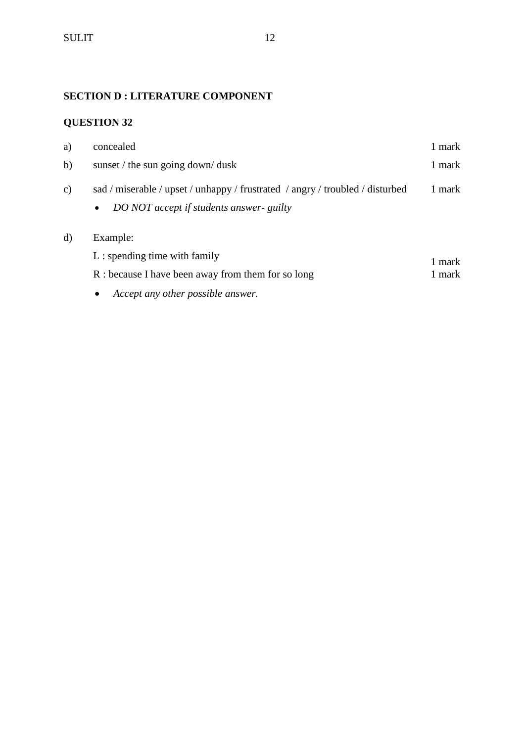**SECTION D : LITERATURE COMPONENT**

**QUESTION 32**

| | | |
|---|---|---|
| a) | concealed | 1 mark |
| b) | sunset / the sun going down/ dusk | 1 mark |
| c) | sad / miserable / upset / unhappy / frustrated / angry / troubled / disturbed | 1 mark |

- *DO NOT accept if students answer- guilty*

d) Example:

L : spending time with family — 1 mark

R : because I have been away from them for so long — 1 mark

- *Accept any other possible answer.*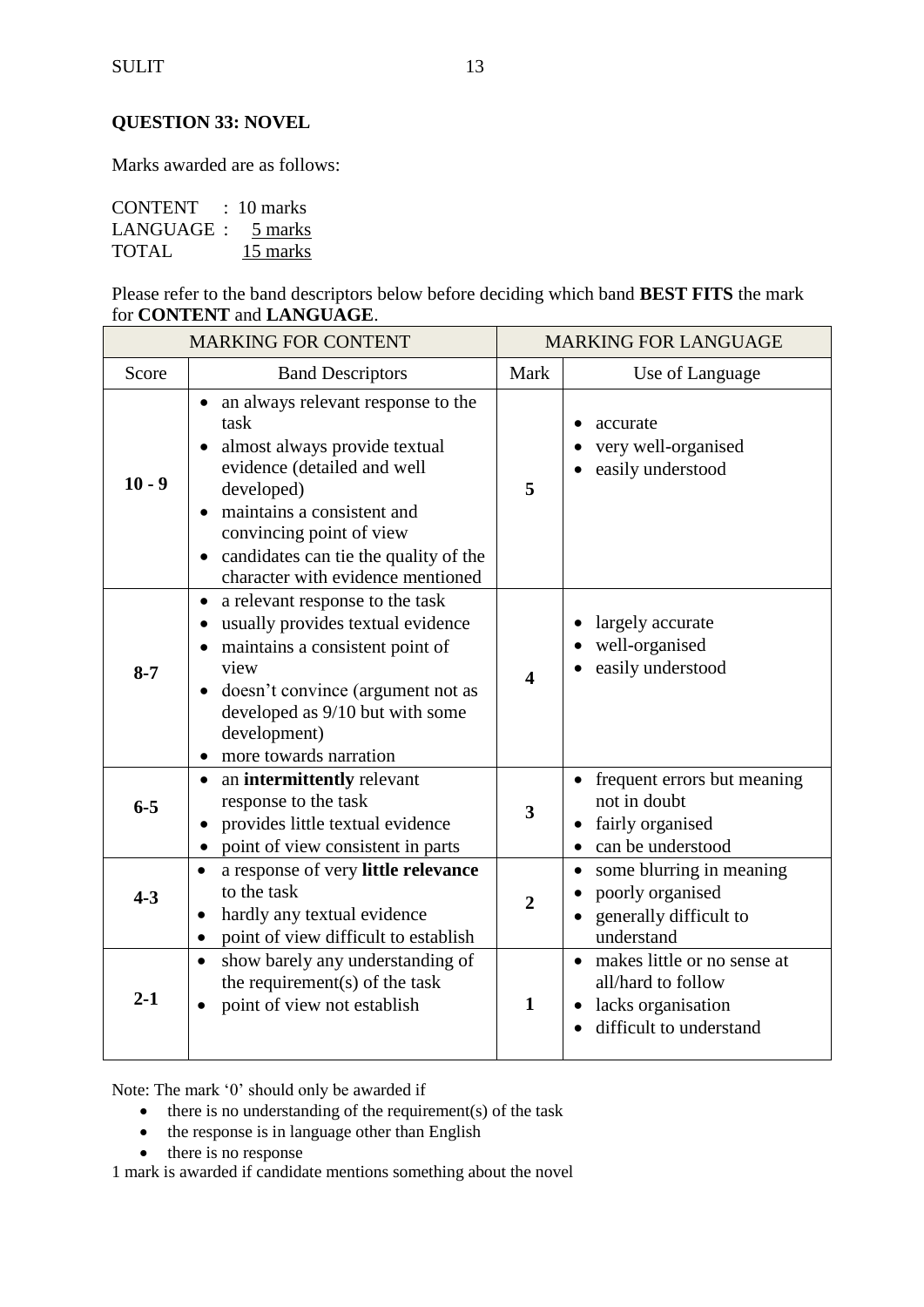**QUESTION 33: NOVEL**

Marks awarded are as follows:

CONTENT : 10 marks
LANGUAGE : 5 marks
TOTAL 15 marks

Please refer to the band descriptors below before deciding which band **BEST FITS** the mark for **CONTENT** and **LANGUAGE**.

| MARKING FOR CONTENT | | MARKING FOR LANGUAGE | |
|---|---|---|---|
| Score | Band Descriptors | Mark | Use of Language |
| **10 - 9** | • an always relevant response to the task<br>• almost always provide textual evidence (detailed and well developed)<br>• maintains a consistent and convincing point of view<br>• candidates can tie the quality of the character with evidence mentioned | **5** | • accurate<br>• very well-organised<br>• easily understood |
| **8-7** | • a relevant response to the task<br>• usually provides textual evidence<br>• maintains a consistent point of view<br>• doesn't convince (argument not as developed as 9/10 but with some development)<br>• more towards narration | **4** | • largely accurate<br>• well-organised<br>• easily understood |
| **6-5** | • an **intermittently** relevant response to the task<br>• provides little textual evidence<br>• point of view consistent in parts | **3** | • frequent errors but meaning not in doubt<br>• fairly organised<br>• can be understood |
| **4-3** | • a response of very **little relevance** to the task<br>• hardly any textual evidence<br>• point of view difficult to establish | **2** | • some blurring in meaning<br>• poorly organised<br>• generally difficult to understand |
| **2-1** | • show barely any understanding of the requirement(s) of the task<br>• point of view not establish | **1** | • makes little or no sense at all/hard to follow<br>• lacks organisation<br>• difficult to understand |

Note: The mark '0' should only be awarded if

- there is no understanding of the requirement(s) of the task
- the response is in language other than English
- there is no response

1 mark is awarded if candidate mentions something about the novel